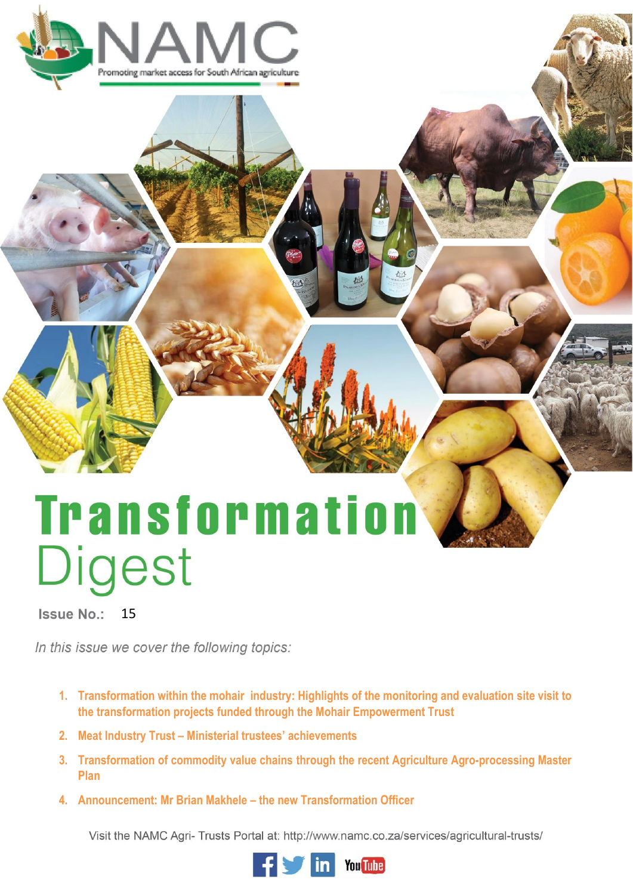NAMC

Promoting market access for South African agriculture

# Transformation Digest

**Issue No.:** 15

*In this issue we cover the following topics:*

1. **Transformation within the mohair industry: Highlights of the monitoring and evaluation site visit to the transformation projects funded through the Mohair Empowerment Trust**
2. **Meat Industry Trust – Ministerial trustees' achievements**
3. **Transformation of commodity value chains through the recent Agriculture Agro-processing Master Plan**
4. **Announcement: Mr Brian Makhele – the new Transformation Officer**

Visit the NAMC Agri- Trusts Portal at: http://www.namc.co.za/services/agricultural-trusts/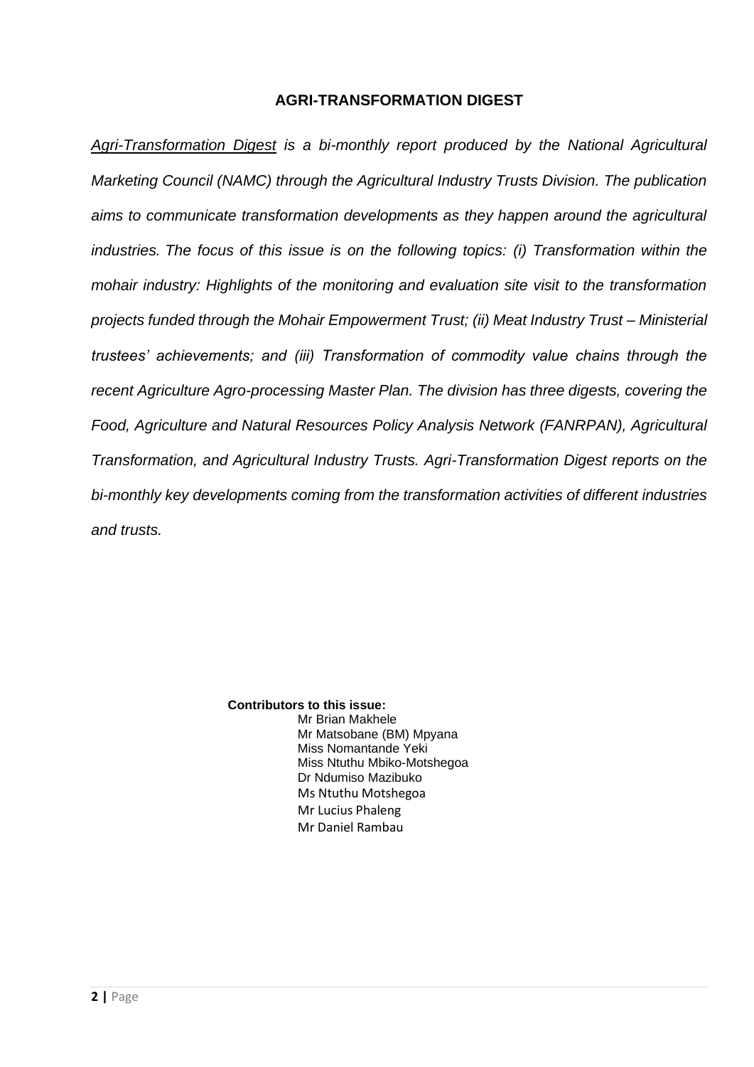## AGRI-TRANSFORMATION DIGEST

*Agri-Transformation Digest is a bi-monthly report produced by the National Agricultural Marketing Council (NAMC) through the Agricultural Industry Trusts Division. The publication aims to communicate transformation developments as they happen around the agricultural industries. The focus of this issue is on the following topics: (i) Transformation within the mohair industry: Highlights of the monitoring and evaluation site visit to the transformation projects funded through the Mohair Empowerment Trust; (ii) Meat Industry Trust – Ministerial trustees' achievements; and (iii) Transformation of commodity value chains through the recent Agriculture Agro-processing Master Plan. The division has three digests, covering the Food, Agriculture and Natural Resources Policy Analysis Network (FANRPAN), Agricultural Transformation, and Agricultural Industry Trusts. Agri-Transformation Digest reports on the bi-monthly key developments coming from the transformation activities of different industries and trusts.*

**Contributors to this issue:**

Mr Brian Makhele
Mr Matsobane (BM) Mpyana
Miss Nomantande Yeki
Miss Ntuthu Mbiko-Motshegoa
Dr Ndumiso Mazibuko
Ms Ntuthu Motshegoa
Mr Lucius Phaleng
Mr Daniel Rambau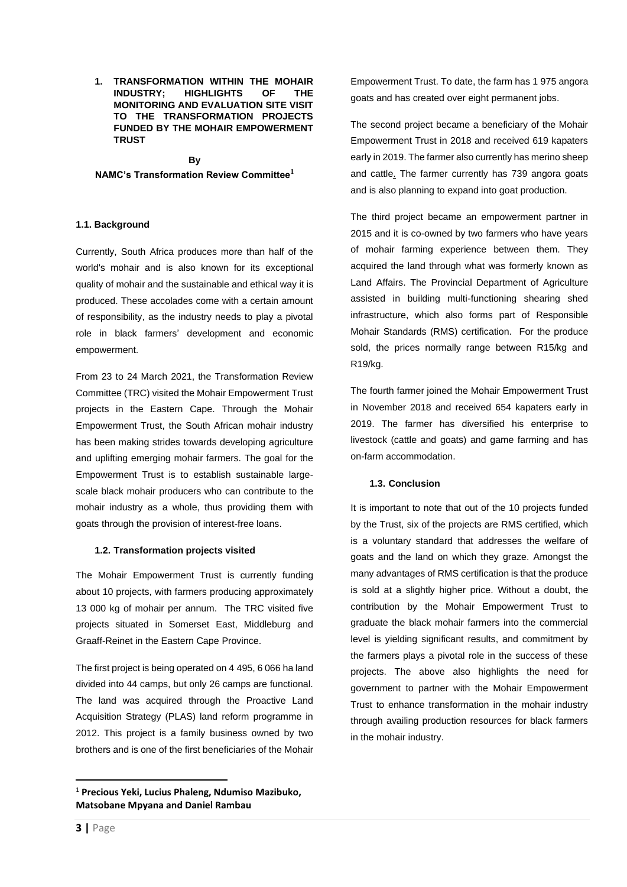# 1. TRANSFORMATION WITHIN THE MOHAIR INDUSTRY; HIGHLIGHTS OF THE MONITORING AND EVALUATION SITE VISIT TO THE TRANSFORMATION PROJECTS FUNDED BY THE MOHAIR EMPOWERMENT TRUST

**By**

**NAMC's Transformation Review Committee[1]**

## 1.1. Background

Currently, South Africa produces more than half of the world's mohair and is also known for its exceptional quality of mohair and the sustainable and ethical way it is produced. These accolades come with a certain amount of responsibility, as the industry needs to play a pivotal role in black farmers' development and economic empowerment.

From 23 to 24 March 2021, the Transformation Review Committee (TRC) visited the Mohair Empowerment Trust projects in the Eastern Cape. Through the Mohair Empowerment Trust, the South African mohair industry has been making strides towards developing agriculture and uplifting emerging mohair farmers. The goal for the Empowerment Trust is to establish sustainable large-scale black mohair producers who can contribute to the mohair industry as a whole, thus providing them with goats through the provision of interest-free loans.

## 1.2. Transformation projects visited

The Mohair Empowerment Trust is currently funding about 10 projects, with farmers producing approximately 13 000 kg of mohair per annum. The TRC visited five projects situated in Somerset East, Middleburg and Graaff-Reinet in the Eastern Cape Province.

The first project is being operated on 4 495, 6 066 ha land divided into 44 camps, but only 26 camps are functional. The land was acquired through the Proactive Land Acquisition Strategy (PLAS) land reform programme in 2012. This project is a family business owned by two brothers and is one of the first beneficiaries of the Mohair Empowerment Trust. To date, the farm has 1 975 angora goats and has created over eight permanent jobs.

The second project became a beneficiary of the Mohair Empowerment Trust in 2018 and received 619 kapaters early in 2019. The farmer also currently has merino sheep and cattle. The farmer currently has 739 angora goats and is also planning to expand into goat production.

The third project became an empowerment partner in 2015 and it is co-owned by two farmers who have years of mohair farming experience between them. They acquired the land through what was formerly known as Land Affairs. The Provincial Department of Agriculture assisted in building multi-functioning shearing shed infrastructure, which also forms part of Responsible Mohair Standards (RMS) certification. For the produce sold, the prices normally range between R15/kg and R19/kg.

The fourth farmer joined the Mohair Empowerment Trust in November 2018 and received 654 kapaters early in 2019. The farmer has diversified his enterprise to livestock (cattle and goats) and game farming and has on-farm accommodation.

## 1.3. Conclusion

It is important to note that out of the 10 projects funded by the Trust, six of the projects are RMS certified, which is a voluntary standard that addresses the welfare of goats and the land on which they graze. Amongst the many advantages of RMS certification is that the produce is sold at a slightly higher price. Without a doubt, the contribution by the Mohair Empowerment Trust to graduate the black mohair farmers into the commercial level is yielding significant results, and commitment by the farmers plays a pivotal role in the success of these projects. The above also highlights the need for government to partner with the Mohair Empowerment Trust to enhance transformation in the mohair industry through availing production resources for black farmers in the mohair industry.

---

[1] **Precious Yeki, Lucius Phaleng, Ndumiso Mazibuko, Matsobane Mpyana and Daniel Rambau**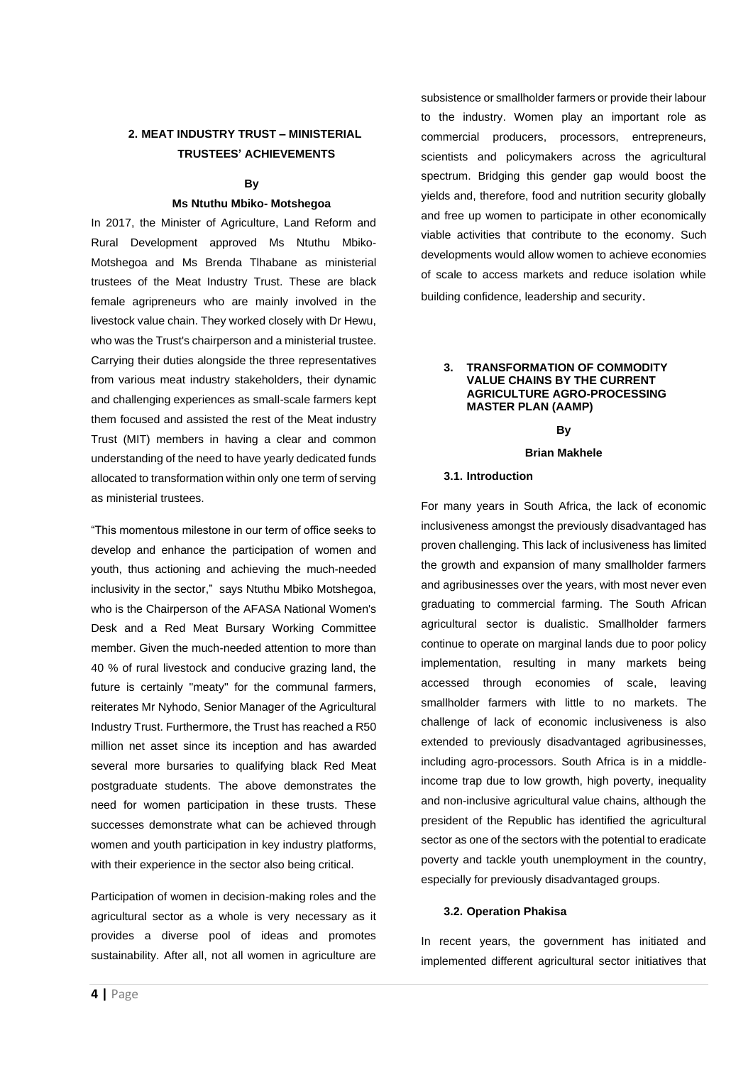## 2. MEAT INDUSTRY TRUST – MINISTERIAL TRUSTEES' ACHIEVEMENTS

**By**

**Ms Ntuthu Mbiko- Motshegoa**

In 2017, the Minister of Agriculture, Land Reform and Rural Development approved Ms Ntuthu Mbiko-Motshegoa and Ms Brenda Tlhabane as ministerial trustees of the Meat Industry Trust. These are black female agripreneurs who are mainly involved in the livestock value chain. They worked closely with Dr Hewu, who was the Trust's chairperson and a ministerial trustee. Carrying their duties alongside the three representatives from various meat industry stakeholders, their dynamic and challenging experiences as small-scale farmers kept them focused and assisted the rest of the Meat industry Trust (MIT) members in having a clear and common understanding of the need to have yearly dedicated funds allocated to transformation within only one term of serving as ministerial trustees.

"This momentous milestone in our term of office seeks to develop and enhance the participation of women and youth, thus actioning and achieving the much-needed inclusivity in the sector," says Ntuthu Mbiko Motshegoa, who is the Chairperson of the AFASA National Women's Desk and a Red Meat Bursary Working Committee member. Given the much-needed attention to more than 40 % of rural livestock and conducive grazing land, the future is certainly "meaty" for the communal farmers, reiterates Mr Nyhodo, Senior Manager of the Agricultural Industry Trust. Furthermore, the Trust has reached a R50 million net asset since its inception and has awarded several more bursaries to qualifying black Red Meat postgraduate students. The above demonstrates the need for women participation in these trusts. These successes demonstrate what can be achieved through women and youth participation in key industry platforms, with their experience in the sector also being critical.

Participation of women in decision-making roles and the agricultural sector as a whole is very necessary as it provides a diverse pool of ideas and promotes sustainability. After all, not all women in agriculture are subsistence or smallholder farmers or provide their labour to the industry. Women play an important role as commercial producers, processors, entrepreneurs, scientists and policymakers across the agricultural spectrum. Bridging this gender gap would boost the yields and, therefore, food and nutrition security globally and free up women to participate in other economically viable activities that contribute to the economy. Such developments would allow women to achieve economies of scale to access markets and reduce isolation while building confidence, leadership and security.

## 3. TRANSFORMATION OF COMMODITY VALUE CHAINS BY THE CURRENT AGRICULTURE AGRO-PROCESSING MASTER PLAN (AAMP)

**By**

**Brian Makhele**

### 3.1. Introduction

For many years in South Africa, the lack of economic inclusiveness amongst the previously disadvantaged has proven challenging. This lack of inclusiveness has limited the growth and expansion of many smallholder farmers and agribusinesses over the years, with most never even graduating to commercial farming. The South African agricultural sector is dualistic. Smallholder farmers continue to operate on marginal lands due to poor policy implementation, resulting in many markets being accessed through economies of scale, leaving smallholder farmers with little to no markets. The challenge of lack of economic inclusiveness is also extended to previously disadvantaged agribusinesses, including agro-processors. South Africa is in a middle-income trap due to low growth, high poverty, inequality and non-inclusive agricultural value chains, although the president of the Republic has identified the agricultural sector as one of the sectors with the potential to eradicate poverty and tackle youth unemployment in the country, especially for previously disadvantaged groups.

### 3.2. Operation Phakisa

In recent years, the government has initiated and implemented different agricultural sector initiatives that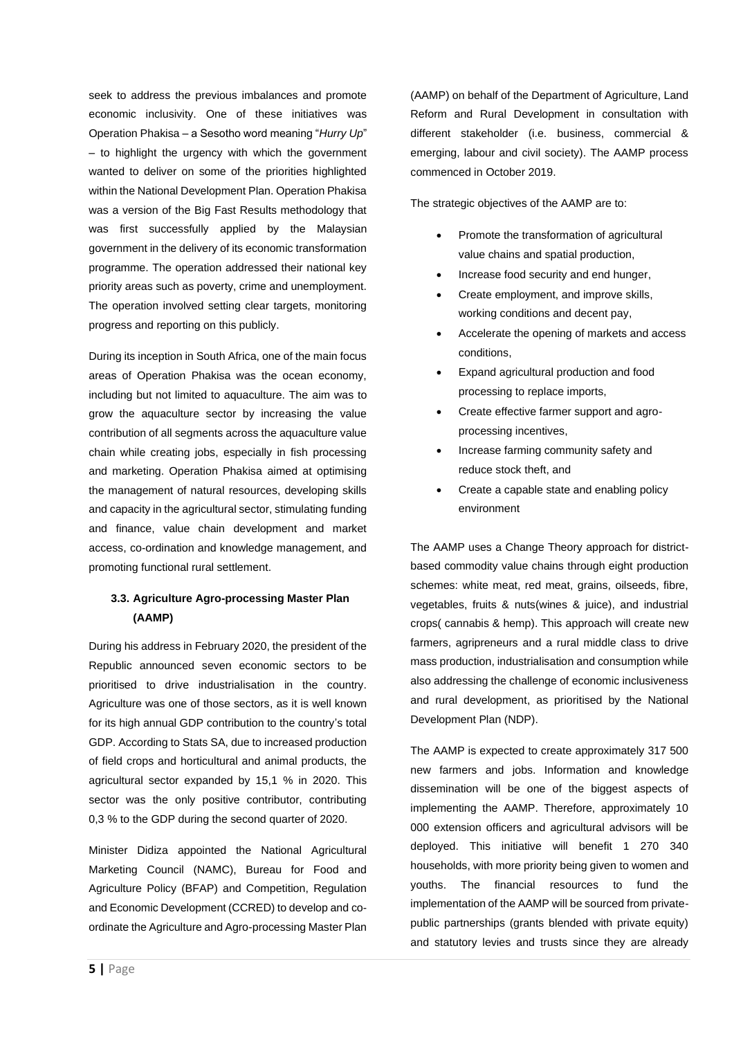seek to address the previous imbalances and promote economic inclusivity. One of these initiatives was Operation Phakisa – a Sesotho word meaning "*Hurry Up*" – to highlight the urgency with which the government wanted to deliver on some of the priorities highlighted within the National Development Plan. Operation Phakisa was a version of the Big Fast Results methodology that was first successfully applied by the Malaysian government in the delivery of its economic transformation programme. The operation addressed their national key priority areas such as poverty, crime and unemployment. The operation involved setting clear targets, monitoring progress and reporting on this publicly.

During its inception in South Africa, one of the main focus areas of Operation Phakisa was the ocean economy, including but not limited to aquaculture. The aim was to grow the aquaculture sector by increasing the value contribution of all segments across the aquaculture value chain while creating jobs, especially in fish processing and marketing. Operation Phakisa aimed at optimising the management of natural resources, developing skills and capacity in the agricultural sector, stimulating funding and finance, value chain development and market access, co-ordination and knowledge management, and promoting functional rural settlement.

### 3.3. Agriculture Agro-processing Master Plan (AAMP)

During his address in February 2020, the president of the Republic announced seven economic sectors to be prioritised to drive industrialisation in the country. Agriculture was one of those sectors, as it is well known for its high annual GDP contribution to the country's total GDP. According to Stats SA, due to increased production of field crops and horticultural and animal products, the agricultural sector expanded by 15,1 % in 2020. This sector was the only positive contributor, contributing 0,3 % to the GDP during the second quarter of 2020.

Minister Didiza appointed the National Agricultural Marketing Council (NAMC), Bureau for Food and Agriculture Policy (BFAP) and Competition, Regulation and Economic Development (CCRED) to develop and co-ordinate the Agriculture and Agro-processing Master Plan (AAMP) on behalf of the Department of Agriculture, Land Reform and Rural Development in consultation with different stakeholder (i.e. business, commercial & emerging, labour and civil society). The AAMP process commenced in October 2019.

The strategic objectives of the AAMP are to:

- Promote the transformation of agricultural value chains and spatial production,
- Increase food security and end hunger,
- Create employment, and improve skills, working conditions and decent pay,
- Accelerate the opening of markets and access conditions,
- Expand agricultural production and food processing to replace imports,
- Create effective farmer support and agro-processing incentives,
- Increase farming community safety and reduce stock theft, and
- Create a capable state and enabling policy environment

The AAMP uses a Change Theory approach for district-based commodity value chains through eight production schemes: white meat, red meat, grains, oilseeds, fibre, vegetables, fruits & nuts(wines & juice), and industrial crops( cannabis & hemp). This approach will create new farmers, agripreneurs and a rural middle class to drive mass production, industrialisation and consumption while also addressing the challenge of economic inclusiveness and rural development, as prioritised by the National Development Plan (NDP).

The AAMP is expected to create approximately 317 500 new farmers and jobs. Information and knowledge dissemination will be one of the biggest aspects of implementing the AAMP. Therefore, approximately 10 000 extension officers and agricultural advisors will be deployed. This initiative will benefit 1 270 340 households, with more priority being given to women and youths. The financial resources to fund the implementation of the AAMP will be sourced from private-public partnerships (grants blended with private equity) and statutory levies and trusts since they are already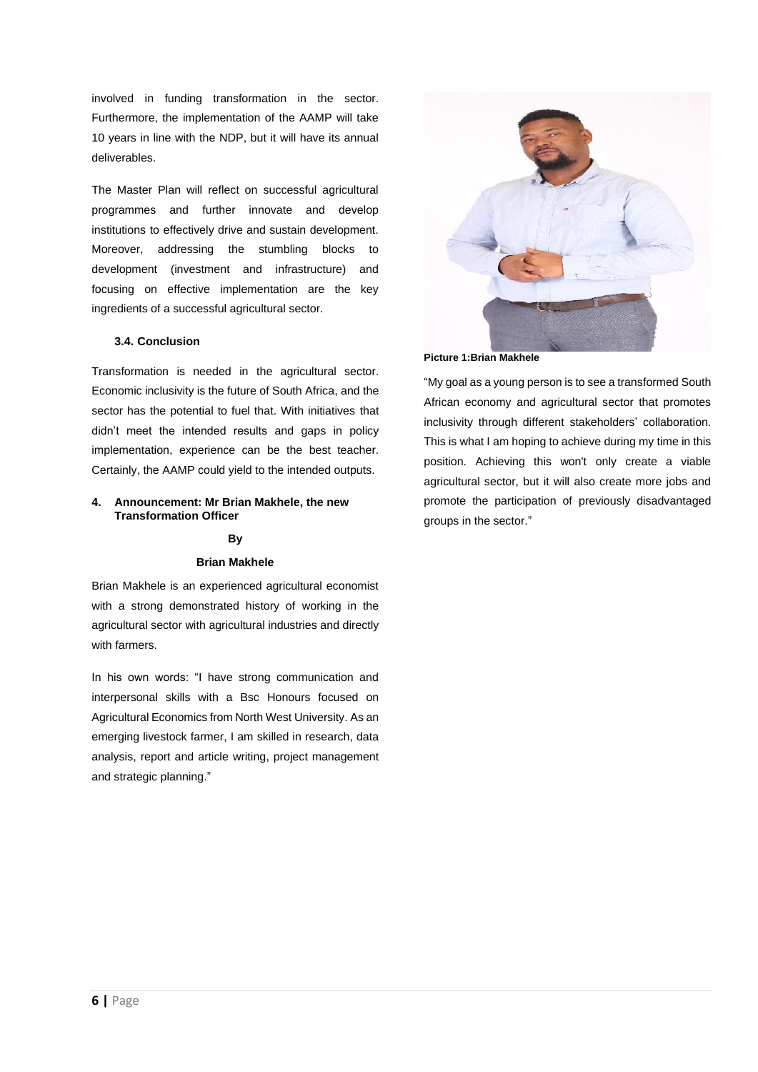involved in funding transformation in the sector. Furthermore, the implementation of the AAMP will take 10 years in line with the NDP, but it will have its annual deliverables.

The Master Plan will reflect on successful agricultural programmes and further innovate and develop institutions to effectively drive and sustain development. Moreover, addressing the stumbling blocks to development (investment and infrastructure) and focusing on effective implementation are the key ingredients of a successful agricultural sector.

### 3.4. Conclusion

Transformation is needed in the agricultural sector. Economic inclusivity is the future of South Africa, and the sector has the potential to fuel that. With initiatives that didn't meet the intended results and gaps in policy implementation, experience can be the best teacher. Certainly, the AAMP could yield to the intended outputs.

## 4. Announcement: Mr Brian Makhele, the new Transformation Officer

**By**

**Brian Makhele**

Brian Makhele is an experienced agricultural economist with a strong demonstrated history of working in the agricultural sector with agricultural industries and directly with farmers.

In his own words: "I have strong communication and interpersonal skills with a Bsc Honours focused on Agricultural Economics from North West University. As an emerging livestock farmer, I am skilled in research, data analysis, report and article writing, project management and strategic planning."

**Picture 1:Brian Makhele**

"My goal as a young person is to see a transformed South African economy and agricultural sector that promotes inclusivity through different stakeholders' collaboration. This is what I am hoping to achieve during my time in this position. Achieving this won't only create a viable agricultural sector, but it will also create more jobs and promote the participation of previously disadvantaged groups in the sector."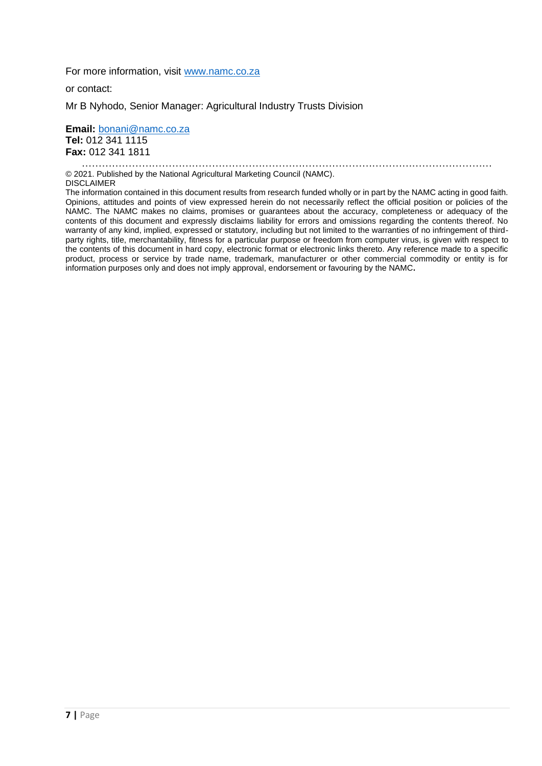For more information, visit www.namc.co.za

or contact:

Mr B Nyhodo, Senior Manager: Agricultural Industry Trusts Division

**Email:** bonani@namc.co.za
**Tel:** 012 341 1115
**Fax:** 012 341 1811

……………………………………………………………………………………………………………………

© 2021. Published by the National Agricultural Marketing Council (NAMC).

DISCLAIMER

The information contained in this document results from research funded wholly or in part by the NAMC acting in good faith. Opinions, attitudes and points of view expressed herein do not necessarily reflect the official position or policies of the NAMC. The NAMC makes no claims, promises or guarantees about the accuracy, completeness or adequacy of the contents of this document and expressly disclaims liability for errors and omissions regarding the contents thereof. No warranty of any kind, implied, expressed or statutory, including but not limited to the warranties of no infringement of third-party rights, title, merchantability, fitness for a particular purpose or freedom from computer virus, is given with respect to the contents of this document in hard copy, electronic format or electronic links thereto. Any reference made to a specific product, process or service by trade name, trademark, manufacturer or other commercial commodity or entity is for information purposes only and does not imply approval, endorsement or favouring by the NAMC**.**